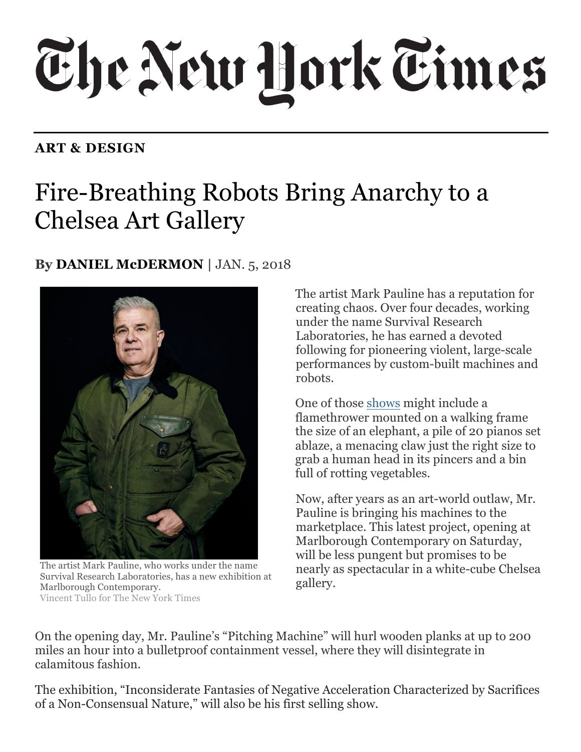# The New York Times

**ART & DESIGN**

## Fire-Breathing Robots Bring Anarchy to a Chelsea Art Gallery

**By DANIEL McDERMON** | JAN. 5, 2018

The artist Mark Pauline, who works under the name Survival Research Laboratories, has a new exhibition at Marlborough Contemporary.
Vincent Tullo for The New York Times

The artist Mark Pauline has a reputation for creating chaos. Over four decades, working under the name Survival Research Laboratories, he has earned a devoted following for pioneering violent, large-scale performances by custom-built machines and robots.

One of those shows might include a flamethrower mounted on a walking frame the size of an elephant, a pile of 20 pianos set ablaze, a menacing claw just the right size to grab a human head in its pincers and a bin full of rotting vegetables.

Now, after years as an art-world outlaw, Mr. Pauline is bringing his machines to the marketplace. This latest project, opening at Marlborough Contemporary on Saturday, will be less pungent but promises to be nearly as spectacular in a white-cube Chelsea gallery.

On the opening day, Mr. Pauline's "Pitching Machine" will hurl wooden planks at up to 200 miles an hour into a bulletproof containment vessel, where they will disintegrate in calamitous fashion.

The exhibition, "Inconsiderate Fantasies of Negative Acceleration Characterized by Sacrifices of a Non-Consensual Nature," will also be his first selling show.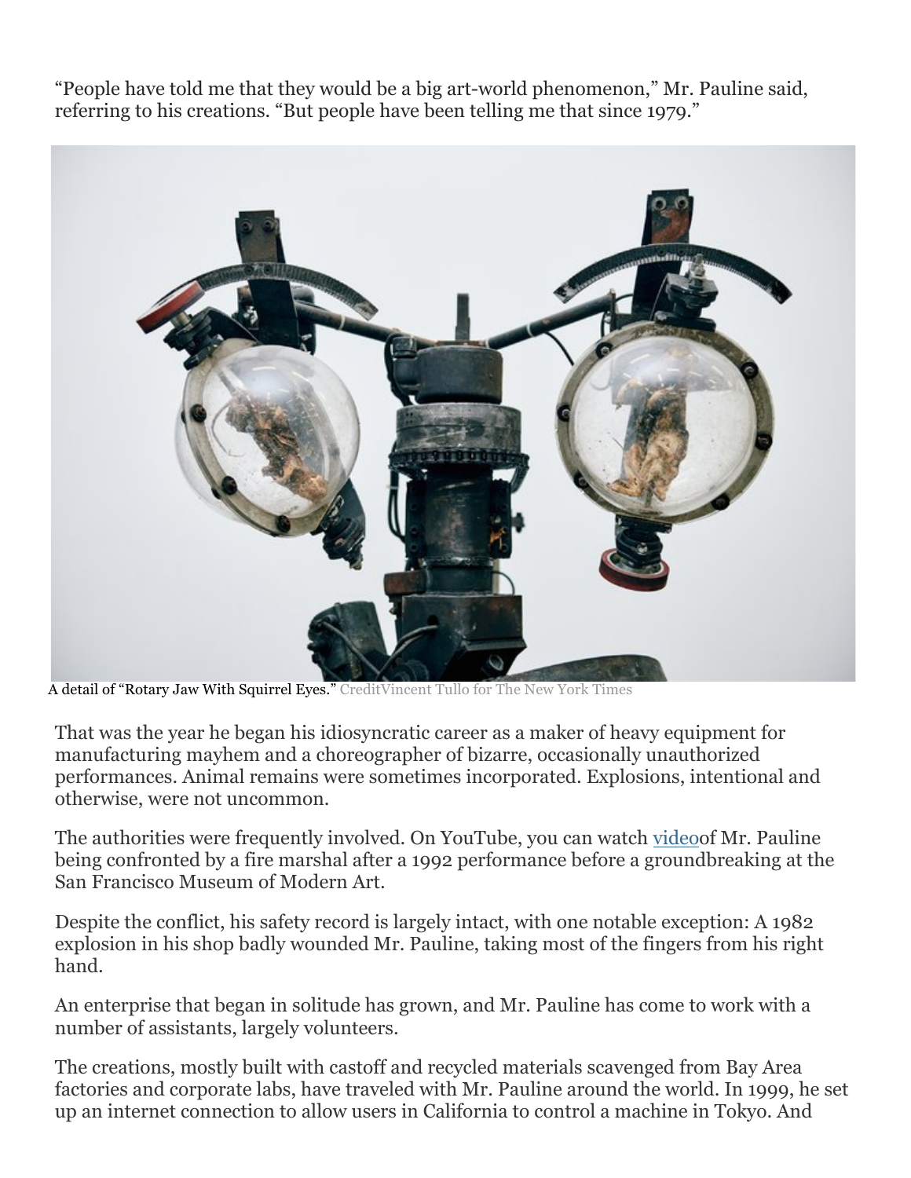"People have told me that they would be a big art-world phenomenon," Mr. Pauline said, referring to his creations. "But people have been telling me that since 1979."

A detail of "Rotary Jaw With Squirrel Eyes." CreditVincent Tullo for The New York Times

That was the year he began his idiosyncratic career as a maker of heavy equipment for manufacturing mayhem and a choreographer of bizarre, occasionally unauthorized performances. Animal remains were sometimes incorporated. Explosions, intentional and otherwise, were not uncommon.

The authorities were frequently involved. On YouTube, you can watch videoof Mr. Pauline being confronted by a fire marshal after a 1992 performance before a groundbreaking at the San Francisco Museum of Modern Art.

Despite the conflict, his safety record is largely intact, with one notable exception: A 1982 explosion in his shop badly wounded Mr. Pauline, taking most of the fingers from his right hand.

An enterprise that began in solitude has grown, and Mr. Pauline has come to work with a number of assistants, largely volunteers.

The creations, mostly built with castoff and recycled materials scavenged from Bay Area factories and corporate labs, have traveled with Mr. Pauline around the world. In 1999, he set up an internet connection to allow users in California to control a machine in Tokyo. And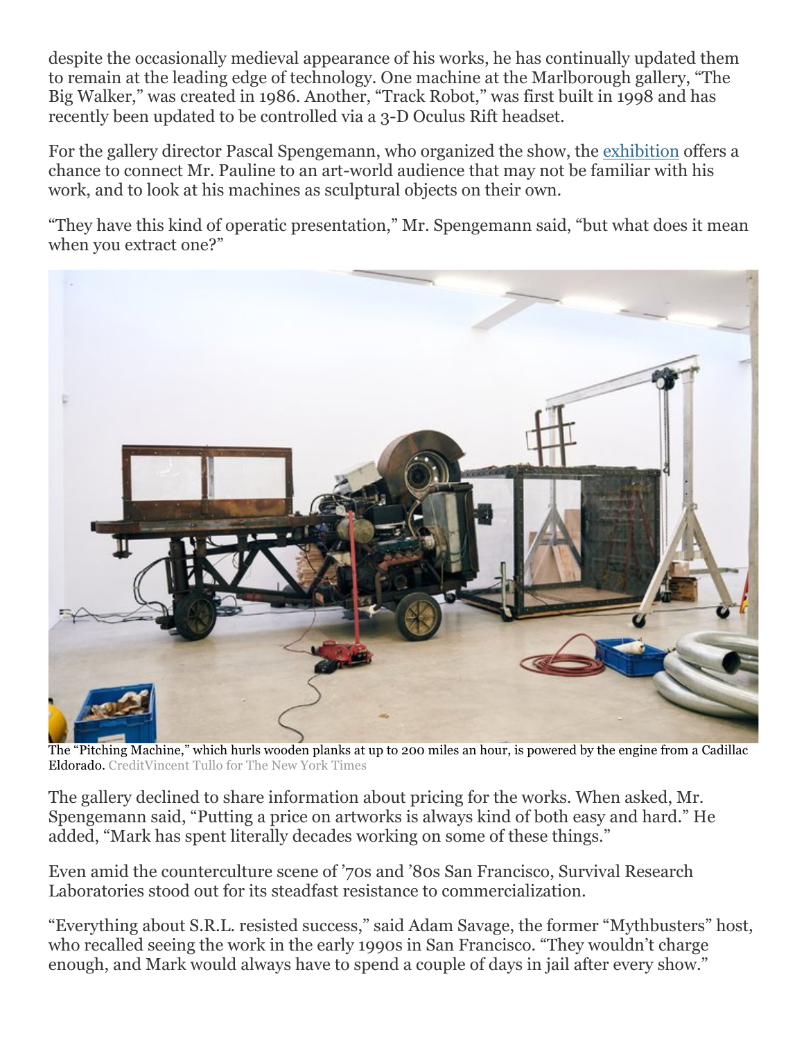despite the occasionally medieval appearance of his works, he has continually updated them to remain at the leading edge of technology. One machine at the Marlborough gallery, "The Big Walker," was created in 1986. Another, "Track Robot," was first built in 1998 and has recently been updated to be controlled via a 3-D Oculus Rift headset.

For the gallery director Pascal Spengemann, who organized the show, the exhibition offers a chance to connect Mr. Pauline to an art-world audience that may not be familiar with his work, and to look at his machines as sculptural objects on their own.

"They have this kind of operatic presentation," Mr. Spengemann said, "but what does it mean when you extract one?"

The "Pitching Machine," which hurls wooden planks at up to 200 miles an hour, is powered by the engine from a Cadillac Eldorado. CreditVincent Tullo for The New York Times

The gallery declined to share information about pricing for the works. When asked, Mr. Spengemann said, "Putting a price on artworks is always kind of both easy and hard." He added, "Mark has spent literally decades working on some of these things."

Even amid the counterculture scene of '70s and '80s San Francisco, Survival Research Laboratories stood out for its steadfast resistance to commercialization.

"Everything about S.R.L. resisted success," said Adam Savage, the former "Mythbusters" host, who recalled seeing the work in the early 1990s in San Francisco. "They wouldn't charge enough, and Mark would always have to spend a couple of days in jail after every show."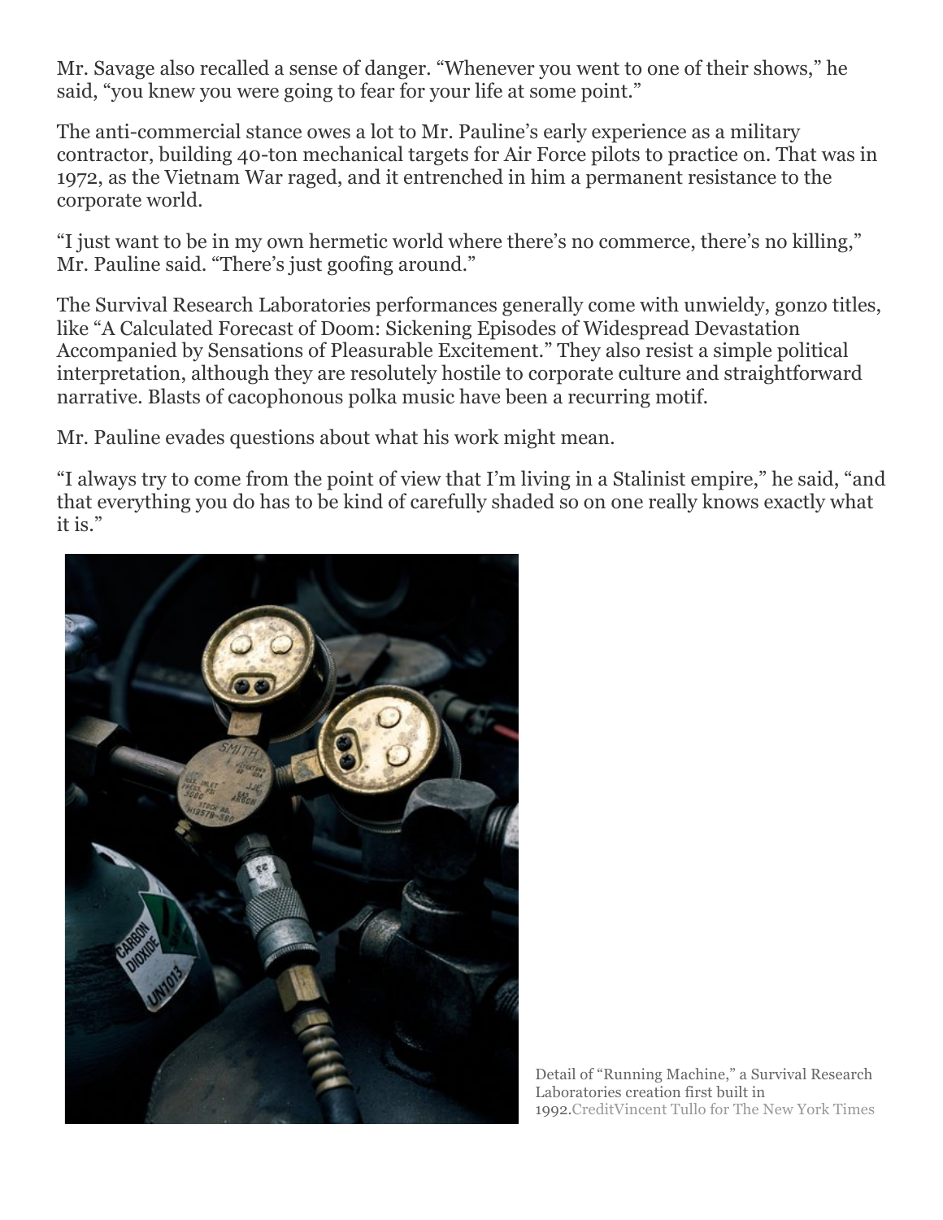Mr. Savage also recalled a sense of danger. “Whenever you went to one of their shows,” he said, “you knew you were going to fear for your life at some point.”

The anti-commercial stance owes a lot to Mr. Pauline’s early experience as a military contractor, building 40-ton mechanical targets for Air Force pilots to practice on. That was in 1972, as the Vietnam War raged, and it entrenched in him a permanent resistance to the corporate world.

“I just want to be in my own hermetic world where there’s no commerce, there’s no killing,” Mr. Pauline said. “There’s just goofing around.”

The Survival Research Laboratories performances generally come with unwieldy, gonzo titles, like “A Calculated Forecast of Doom: Sickening Episodes of Widespread Devastation Accompanied by Sensations of Pleasurable Excitement.” They also resist a simple political interpretation, although they are resolutely hostile to corporate culture and straightforward narrative. Blasts of cacophonous polka music have been a recurring motif.

Mr. Pauline evades questions about what his work might mean.

“I always try to come from the point of view that I’m living in a Stalinist empire,” he said, “and that everything you do has to be kind of carefully shaded so on one really knows exactly what it is.”

Detail of “Running Machine,” a Survival Research Laboratories creation first built in 1992.CreditVincent Tullo for The New York Times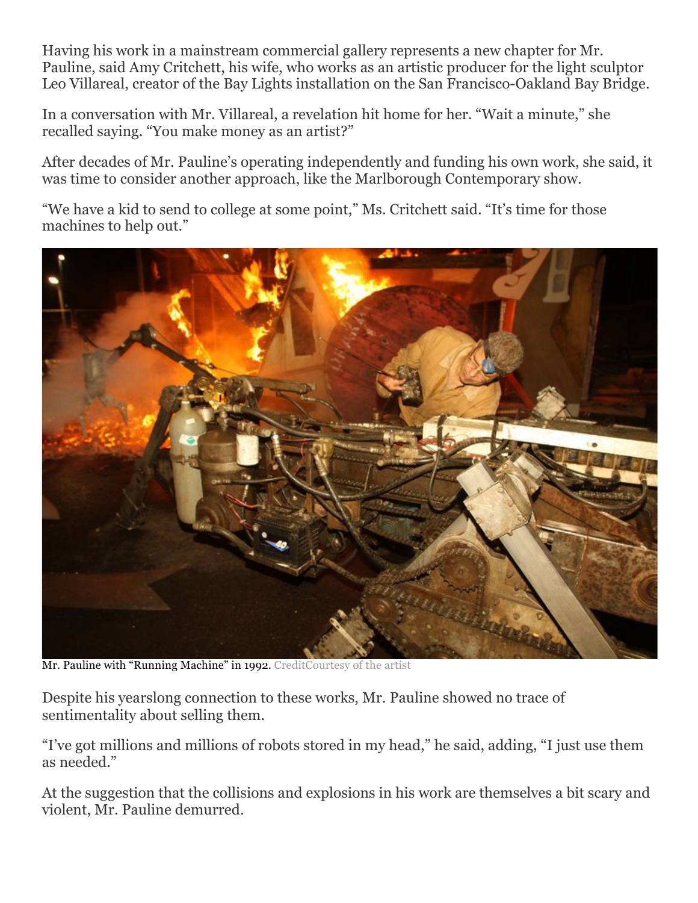Having his work in a mainstream commercial gallery represents a new chapter for Mr. Pauline, said Amy Critchett, his wife, who works as an artistic producer for the light sculptor Leo Villareal, creator of the Bay Lights installation on the San Francisco-Oakland Bay Bridge.

In a conversation with Mr. Villareal, a revelation hit home for her. “Wait a minute,” she recalled saying. “You make money as an artist?”

After decades of Mr. Pauline’s operating independently and funding his own work, she said, it was time to consider another approach, like the Marlborough Contemporary show.

“We have a kid to send to college at some point,” Ms. Critchett said. “It’s time for those machines to help out.”

Mr. Pauline with “Running Machine” in 1992. CreditCourtesy of the artist

Despite his yearslong connection to these works, Mr. Pauline showed no trace of sentimentality about selling them.

“I’ve got millions and millions of robots stored in my head,” he said, adding, “I just use them as needed.”

At the suggestion that the collisions and explosions in his work are themselves a bit scary and violent, Mr. Pauline demurred.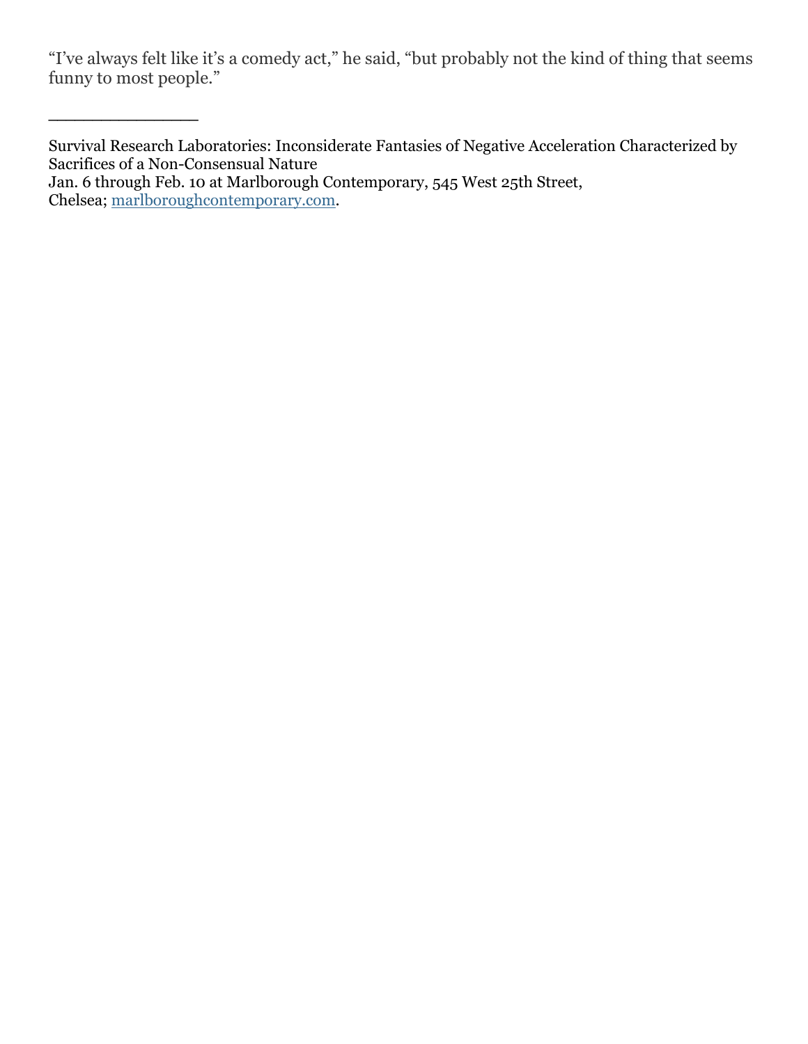"I've always felt like it's a comedy act," he said, "but probably not the kind of thing that seems funny to most people."

______________

Survival Research Laboratories: Inconsiderate Fantasies of Negative Acceleration Characterized by Sacrifices of a Non-Consensual Nature
Jan. 6 through Feb. 10 at Marlborough Contemporary, 545 West 25th Street, Chelsea; marlboroughcontemporary.com.